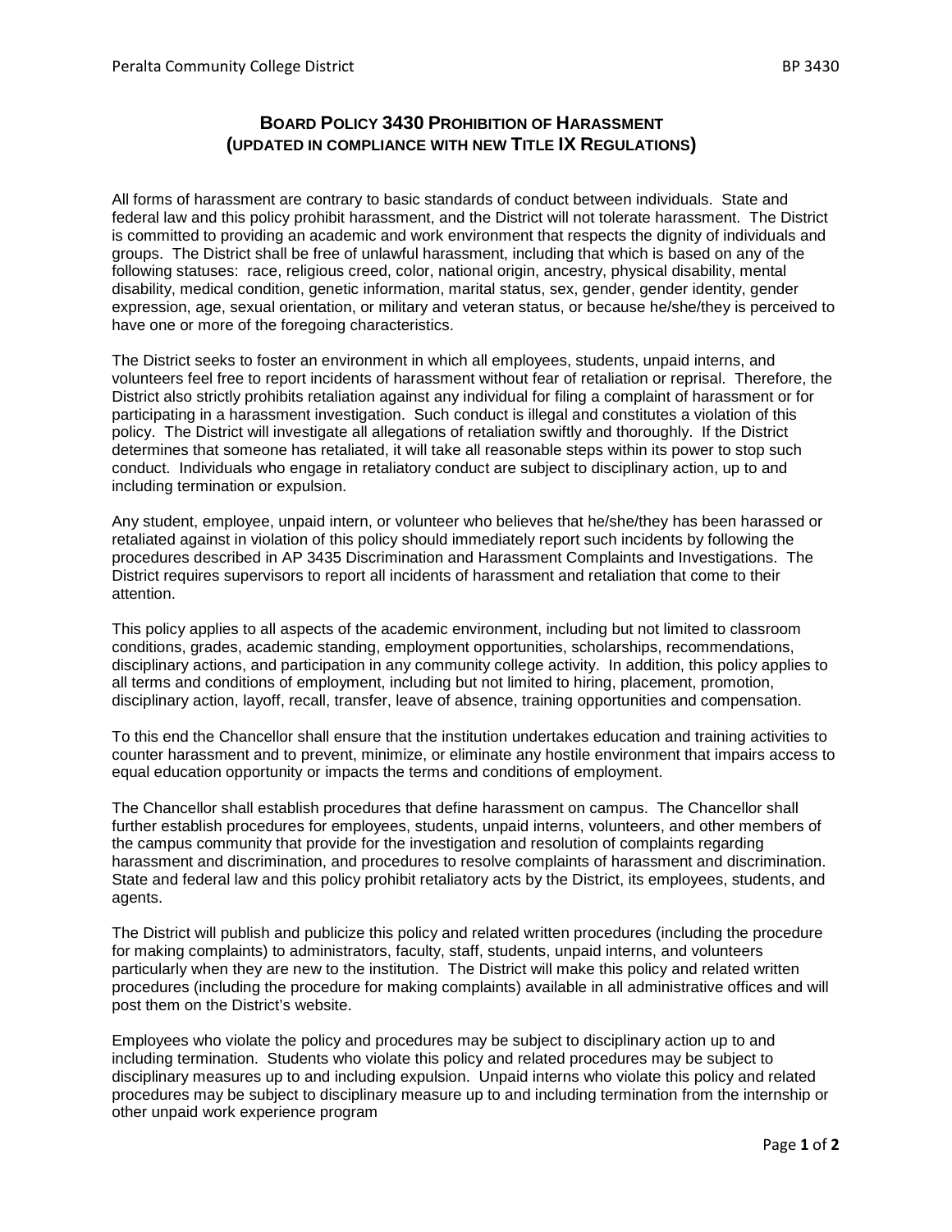# Board Policy 3430 Prohibition of Harassment (updated in compliance with new Title IX Regulations)

All forms of harassment are contrary to basic standards of conduct between individuals. State and federal law and this policy prohibit harassment, and the District will not tolerate harassment. The District is committed to providing an academic and work environment that respects the dignity of individuals and groups. The District shall be free of unlawful harassment, including that which is based on any of the following statuses: race, religious creed, color, national origin, ancestry, physical disability, mental disability, medical condition, genetic information, marital status, sex, gender, gender identity, gender expression, age, sexual orientation, or military and veteran status, or because he/she/they is perceived to have one or more of the foregoing characteristics.

The District seeks to foster an environment in which all employees, students, unpaid interns, and volunteers feel free to report incidents of harassment without fear of retaliation or reprisal. Therefore, the District also strictly prohibits retaliation against any individual for filing a complaint of harassment or for participating in a harassment investigation. Such conduct is illegal and constitutes a violation of this policy. The District will investigate all allegations of retaliation swiftly and thoroughly. If the District determines that someone has retaliated, it will take all reasonable steps within its power to stop such conduct. Individuals who engage in retaliatory conduct are subject to disciplinary action, up to and including termination or expulsion.

Any student, employee, unpaid intern, or volunteer who believes that he/she/they has been harassed or retaliated against in violation of this policy should immediately report such incidents by following the procedures described in AP 3435 Discrimination and Harassment Complaints and Investigations. The District requires supervisors to report all incidents of harassment and retaliation that come to their attention.

This policy applies to all aspects of the academic environment, including but not limited to classroom conditions, grades, academic standing, employment opportunities, scholarships, recommendations, disciplinary actions, and participation in any community college activity. In addition, this policy applies to all terms and conditions of employment, including but not limited to hiring, placement, promotion, disciplinary action, layoff, recall, transfer, leave of absence, training opportunities and compensation.

To this end the Chancellor shall ensure that the institution undertakes education and training activities to counter harassment and to prevent, minimize, or eliminate any hostile environment that impairs access to equal education opportunity or impacts the terms and conditions of employment.

The Chancellor shall establish procedures that define harassment on campus. The Chancellor shall further establish procedures for employees, students, unpaid interns, volunteers, and other members of the campus community that provide for the investigation and resolution of complaints regarding harassment and discrimination, and procedures to resolve complaints of harassment and discrimination. State and federal law and this policy prohibit retaliatory acts by the District, its employees, students, and agents.

The District will publish and publicize this policy and related written procedures (including the procedure for making complaints) to administrators, faculty, staff, students, unpaid interns, and volunteers particularly when they are new to the institution. The District will make this policy and related written procedures (including the procedure for making complaints) available in all administrative offices and will post them on the District's website.

Employees who violate the policy and procedures may be subject to disciplinary action up to and including termination. Students who violate this policy and related procedures may be subject to disciplinary measures up to and including expulsion. Unpaid interns who violate this policy and related procedures may be subject to disciplinary measure up to and including termination from the internship or other unpaid work experience program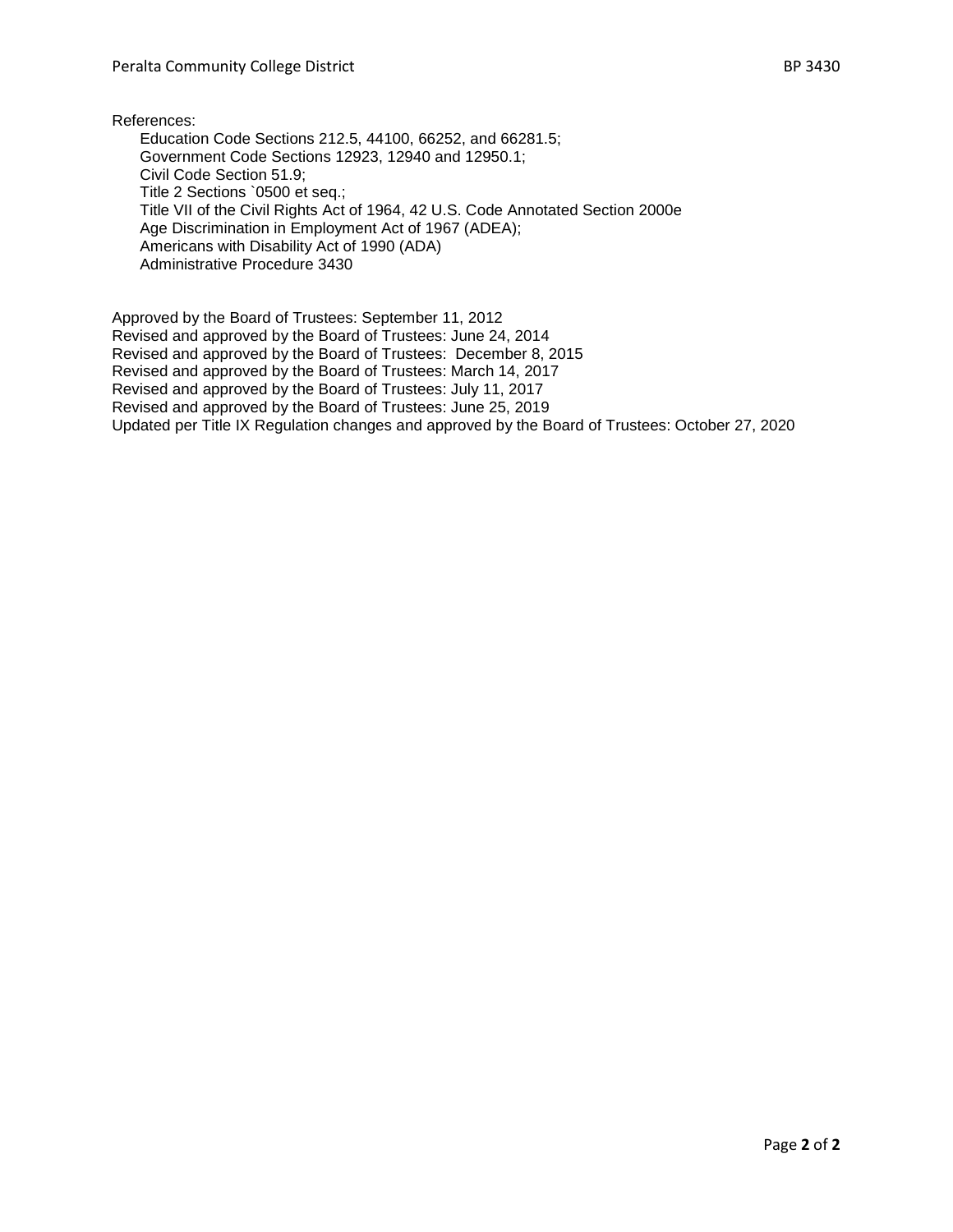References:

Education Code Sections 212.5, 44100, 66252, and 66281.5;
Government Code Sections 12923, 12940 and 12950.1;
Civil Code Section 51.9;
Title 2 Sections `0500 et seq.;
Title VII of the Civil Rights Act of 1964, 42 U.S. Code Annotated Section 2000e
Age Discrimination in Employment Act of 1967 (ADEA);
Americans with Disability Act of 1990 (ADA)
Administrative Procedure 3430

Approved by the Board of Trustees: September 11, 2012
Revised and approved by the Board of Trustees: June 24, 2014
Revised and approved by the Board of Trustees: December 8, 2015
Revised and approved by the Board of Trustees: March 14, 2017
Revised and approved by the Board of Trustees: July 11, 2017
Revised and approved by the Board of Trustees: June 25, 2019
Updated per Title IX Regulation changes and approved by the Board of Trustees: October 27, 2020